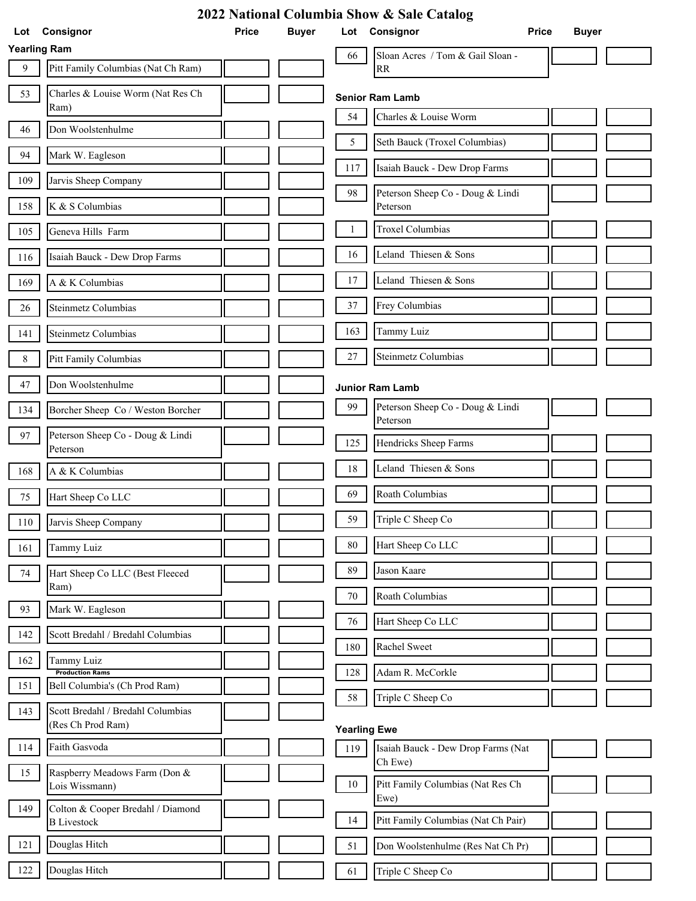# 2022 National Columbia Show & Sale Catalog

### Yearling Ram

| Lot | Consignor | Price | Buyer |
|---|---|---|---|
| 9 | Pitt Family Columbias (Nat Ch Ram) | | |
| 53 | Charles & Louise Worm (Nat Res Ch Ram) | | |
| 46 | Don Woolstenhulme | | |
| 94 | Mark W. Eagleson | | |
| 109 | Jarvis Sheep Company | | |
| 158 | K & S Columbias | | |
| 105 | Geneva Hills Farm | | |
| 116 | Isaiah Bauck - Dew Drop Farms | | |
| 169 | A & K Columbias | | |
| 26 | Steinmetz Columbias | | |
| 141 | Steinmetz Columbias | | |
| 8 | Pitt Family Columbias | | |
| 47 | Don Woolstenhulme | | |
| 134 | Borcher Sheep Co / Weston Borcher | | |
| 97 | Peterson Sheep Co - Doug & Lindi Peterson | | |
| 168 | A & K Columbias | | |
| 75 | Hart Sheep Co LLC | | |
| 110 | Jarvis Sheep Company | | |
| 161 | Tammy Luiz | | |
| 74 | Hart Sheep Co LLC (Best Fleeced Ram) | | |
| 93 | Mark W. Eagleson | | |
| 142 | Scott Bredahl / Bredahl Columbias | | |
| 162 | Tammy Luiz | | |

**Production Rams**

| Lot | Consignor | Price | Buyer |
|---|---|---|---|
| 151 | Bell Columbia's (Ch Prod Ram) | | |
| 143 | Scott Bredahl / Bredahl Columbias (Res Ch Prod Ram) | | |
| 114 | Faith Gasvoda | | |
| 15 | Raspberry Meadows Farm (Don & Lois Wissmann) | | |
| 149 | Colton & Cooper Bredahl / Diamond B Livestock | | |
| 121 | Douglas Hitch | | |
| 122 | Douglas Hitch | | |
| 66 | Sloan Acres / Tom & Gail Sloan - RR | | |

### Senior Ram Lamb

| Lot | Consignor | Price | Buyer |
|---|---|---|---|
| 54 | Charles & Louise Worm | | |
| 5 | Seth Bauck (Troxel Columbias) | | |
| 117 | Isaiah Bauck - Dew Drop Farms | | |
| 98 | Peterson Sheep Co - Doug & Lindi Peterson | | |
| 1 | Troxel Columbias | | |
| 16 | Leland Thiesen & Sons | | |
| 17 | Leland Thiesen & Sons | | |
| 37 | Frey Columbias | | |
| 163 | Tammy Luiz | | |
| 27 | Steinmetz Columbias | | |

### Junior Ram Lamb

| Lot | Consignor | Price | Buyer |
|---|---|---|---|
| 99 | Peterson Sheep Co - Doug & Lindi Peterson | | |
| 125 | Hendricks Sheep Farms | | |
| 18 | Leland Thiesen & Sons | | |
| 69 | Roath Columbias | | |
| 59 | Triple C Sheep Co | | |
| 80 | Hart Sheep Co LLC | | |
| 89 | Jason Kaare | | |
| 70 | Roath Columbias | | |
| 76 | Hart Sheep Co LLC | | |
| 180 | Rachel Sweet | | |
| 128 | Adam R. McCorkle | | |
| 58 | Triple C Sheep Co | | |

### Yearling Ewe

| Lot | Consignor | Price | Buyer |
|---|---|---|---|
| 119 | Isaiah Bauck - Dew Drop Farms (Nat Ch Ewe) | | |
| 10 | Pitt Family Columbias (Nat Res Ch Ewe) | | |
| 14 | Pitt Family Columbias (Nat Ch Pair) | | |
| 51 | Don Woolstenhulme (Res Nat Ch Pr) | | |
| 61 | Triple C Sheep Co | | |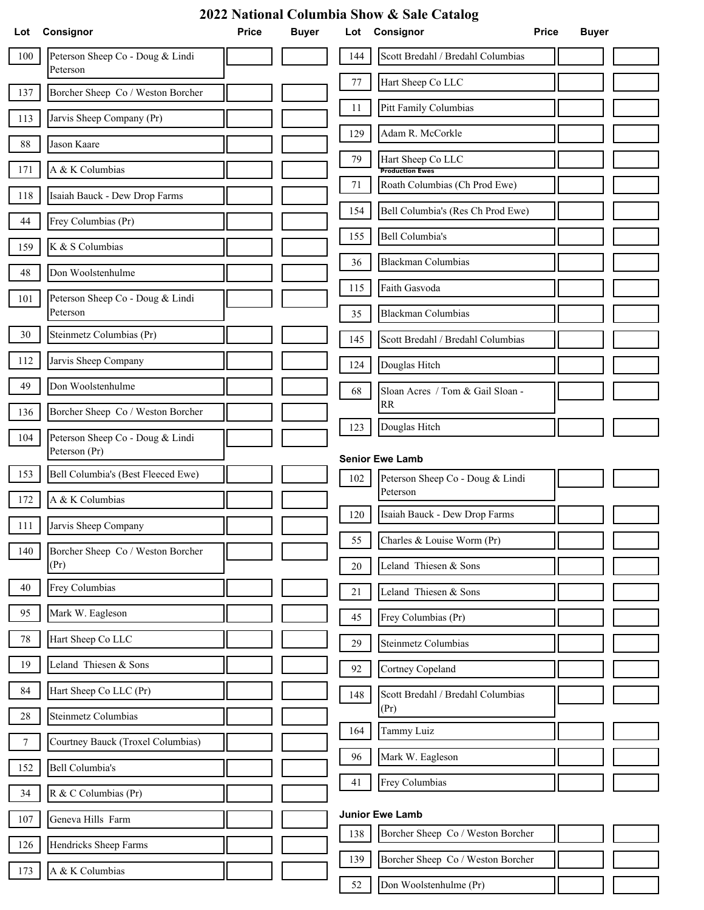# 2022 National Columbia Show & Sale Catalog

| Lot | Consignor | Price | Buyer |
|---|---|---|---|
| 100 | Peterson Sheep Co - Doug & Lindi Peterson | | |
| 137 | Borcher Sheep Co / Weston Borcher | | |
| 113 | Jarvis Sheep Company (Pr) | | |
| 88 | Jason Kaare | | |
| 171 | A & K Columbias | | |
| 118 | Isaiah Bauck - Dew Drop Farms | | |
| 44 | Frey Columbias (Pr) | | |
| 159 | K & S Columbias | | |
| 48 | Don Woolstenhulme | | |
| 101 | Peterson Sheep Co - Doug & Lindi Peterson | | |
| 30 | Steinmetz Columbias (Pr) | | |
| 112 | Jarvis Sheep Company | | |
| 49 | Don Woolstenhulme | | |
| 136 | Borcher Sheep Co / Weston Borcher | | |
| 104 | Peterson Sheep Co - Doug & Lindi Peterson (Pr) | | |
| 153 | Bell Columbia's (Best Fleeced Ewe) | | |
| 172 | A & K Columbias | | |
| 111 | Jarvis Sheep Company | | |
| 140 | Borcher Sheep Co / Weston Borcher (Pr) | | |
| 40 | Frey Columbias | | |
| 95 | Mark W. Eagleson | | |
| 78 | Hart Sheep Co LLC | | |
| 19 | Leland Thiesen & Sons | | |
| 84 | Hart Sheep Co LLC (Pr) | | |
| 28 | Steinmetz Columbias | | |
| 7 | Courtney Bauck (Troxel Columbias) | | |
| 152 | Bell Columbia's | | |
| 34 | R & C Columbias (Pr) | | |
| 107 | Geneva Hills Farm | | |
| 126 | Hendricks Sheep Farms | | |
| 173 | A & K Columbias | | |
| 144 | Scott Bredahl / Bredahl Columbias | | |
| 77 | Hart Sheep Co LLC | | |
| 11 | Pitt Family Columbias | | |
| 129 | Adam R. McCorkle | | |
| 79 | Hart Sheep Co LLC | | |

**Production Ewes**

| Lot | Consignor | Price | Buyer |
|---|---|---|---|
| 71 | Roath Columbias (Ch Prod Ewe) | | |
| 154 | Bell Columbia's (Res Ch Prod Ewe) | | |
| 155 | Bell Columbia's | | |
| 36 | Blackman Columbias | | |
| 115 | Faith Gasvoda | | |
| 35 | Blackman Columbias | | |
| 145 | Scott Bredahl / Bredahl Columbias | | |
| 124 | Douglas Hitch | | |
| 68 | Sloan Acres / Tom & Gail Sloan - RR | | |
| 123 | Douglas Hitch | | |

**Senior Ewe Lamb**

| Lot | Consignor | Price | Buyer |
|---|---|---|---|
| 102 | Peterson Sheep Co - Doug & Lindi Peterson | | |
| 120 | Isaiah Bauck - Dew Drop Farms | | |
| 55 | Charles & Louise Worm (Pr) | | |
| 20 | Leland Thiesen & Sons | | |
| 21 | Leland Thiesen & Sons | | |
| 45 | Frey Columbias (Pr) | | |
| 29 | Steinmetz Columbias | | |
| 92 | Cortney Copeland | | |
| 148 | Scott Bredahl / Bredahl Columbias (Pr) | | |
| 164 | Tammy Luiz | | |
| 96 | Mark W. Eagleson | | |
| 41 | Frey Columbias | | |

**Junior Ewe Lamb**

| Lot | Consignor | Price | Buyer |
|---|---|---|---|
| 138 | Borcher Sheep Co / Weston Borcher | | |
| 139 | Borcher Sheep Co / Weston Borcher | | |
| 52 | Don Woolstenhulme (Pr) | | |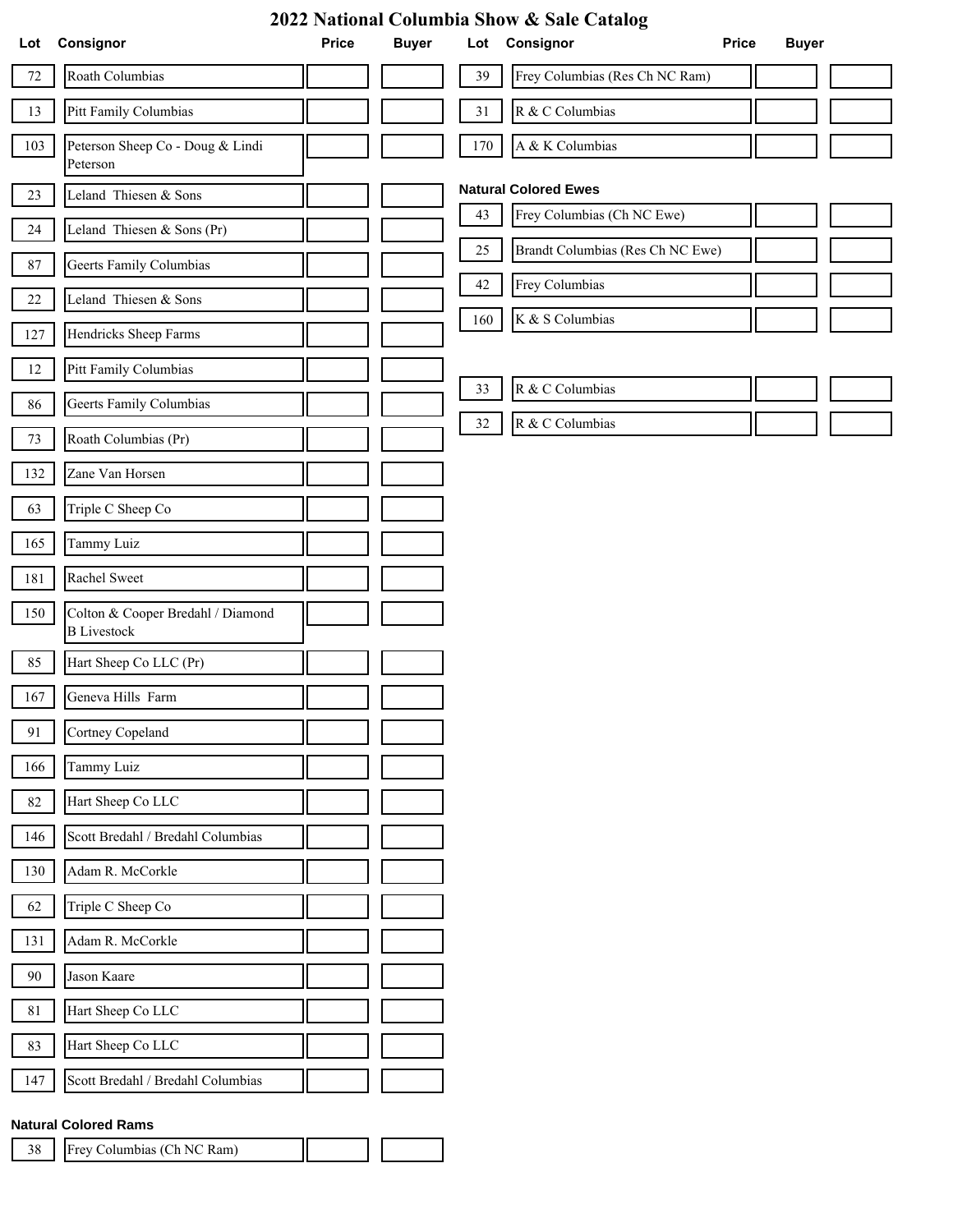# 2022 National Columbia Show & Sale Catalog

| Lot | Consignor | Price | Buyer |
|---|---|---|---|
| 72 | Roath Columbias | | |
| 13 | Pitt Family Columbias | | |
| 103 | Peterson Sheep Co - Doug & Lindi Peterson | | |
| 23 | Leland Thiesen & Sons | | |
| 24 | Leland Thiesen & Sons (Pr) | | |
| 87 | Geerts Family Columbias | | |
| 22 | Leland Thiesen & Sons | | |
| 127 | Hendricks Sheep Farms | | |
| 12 | Pitt Family Columbias | | |
| 86 | Geerts Family Columbias | | |
| 73 | Roath Columbias (Pr) | | |
| 132 | Zane Van Horsen | | |
| 63 | Triple C Sheep Co | | |
| 165 | Tammy Luiz | | |
| 181 | Rachel Sweet | | |
| 150 | Colton & Cooper Bredahl / Diamond B Livestock | | |
| 85 | Hart Sheep Co LLC (Pr) | | |
| 167 | Geneva Hills Farm | | |
| 91 | Cortney Copeland | | |
| 166 | Tammy Luiz | | |
| 82 | Hart Sheep Co LLC | | |
| 146 | Scott Bredahl / Bredahl Columbias | | |
| 130 | Adam R. McCorkle | | |
| 62 | Triple C Sheep Co | | |
| 131 | Adam R. McCorkle | | |
| 90 | Jason Kaare | | |
| 81 | Hart Sheep Co LLC | | |
| 83 | Hart Sheep Co LLC | | |
| 147 | Scott Bredahl / Bredahl Columbias | | |

**Natural Colored Rams**

| Lot | Consignor | Price | Buyer |
|---|---|---|---|
| 38 | Frey Columbias (Ch NC Ram) | | |
| 39 | Frey Columbias (Res Ch NC Ram) | | |
| 31 | R & C Columbias | | |
| 170 | A & K Columbias | | |

**Natural Colored Ewes**

| Lot | Consignor | Price | Buyer |
|---|---|---|---|
| 43 | Frey Columbias (Ch NC Ewe) | | |
| 25 | Brandt Columbias (Res Ch NC Ewe) | | |
| 42 | Frey Columbias | | |
| 160 | K & S Columbias | | |

| Lot | Consignor | Price | Buyer |
|---|---|---|---|
| 33 | R & C Columbias | | |
| 32 | R & C Columbias | | |